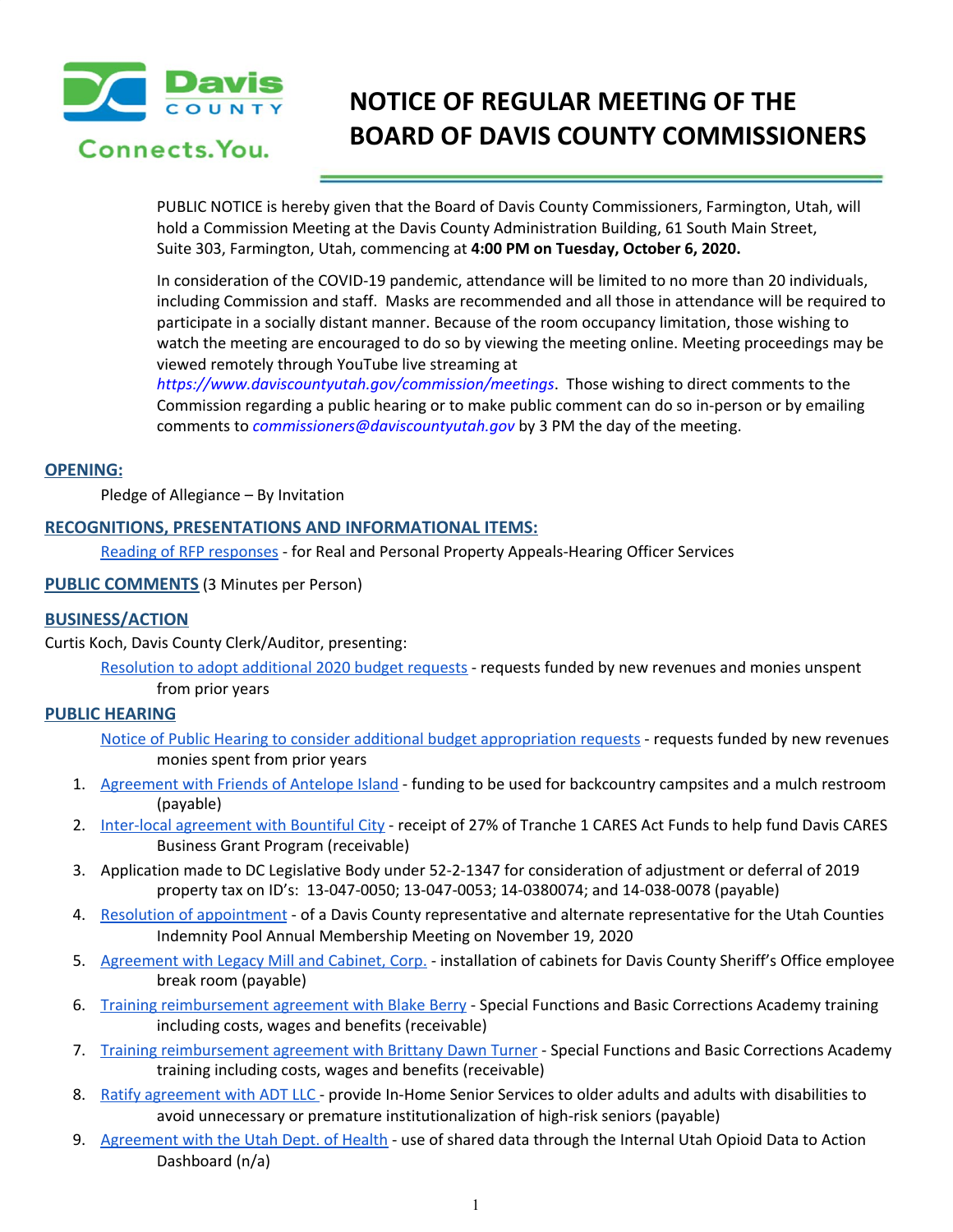# NOTICE OF REGULAR MEETING OF THE BOARD OF DAVIS COUNTY COMMISSIONERS

PUBLIC NOTICE is hereby given that the Board of Davis County Commissioners, Farmington, Utah, will hold a Commission Meeting at the Davis County Administration Building, 61 South Main Street, Suite 303, Farmington, Utah, commencing at **4:00 PM on Tuesday, October 6, 2020.**

In consideration of the COVID-19 pandemic, attendance will be limited to no more than 20 individuals, including Commission and staff. Masks are recommended and all those in attendance will be required to participate in a socially distant manner. Because of the room occupancy limitation, those wishing to watch the meeting are encouraged to do so by viewing the meeting online. Meeting proceedings may be viewed remotely through YouTube live streaming at *https://www.daviscountyutah.gov/commission/meetings*. Those wishing to direct comments to the Commission regarding a public hearing or to make public comment can do so in-person or by emailing comments to *commissioners@daviscountyutah.gov* by 3 PM the day of the meeting.

## OPENING:

Pledge of Allegiance – By Invitation

## RECOGNITIONS, PRESENTATIONS AND INFORMATIONAL ITEMS:

Reading of RFP responses - for Real and Personal Property Appeals-Hearing Officer Services

## PUBLIC COMMENTS (3 Minutes per Person)

## BUSINESS/ACTION

Curtis Koch, Davis County Clerk/Auditor, presenting:

Resolution to adopt additional 2020 budget requests - requests funded by new revenues and monies unspent from prior years

## PUBLIC HEARING

Notice of Public Hearing to consider additional budget appropriation requests - requests funded by new revenues monies spent from prior years

1. Agreement with Friends of Antelope Island - funding to be used for backcountry campsites and a mulch restroom (payable)
2. Inter-local agreement with Bountiful City - receipt of 27% of Tranche 1 CARES Act Funds to help fund Davis CARES Business Grant Program (receivable)
3. Application made to DC Legislative Body under 52-2-1347 for consideration of adjustment or deferral of 2019 property tax on ID's: 13-047-0050; 13-047-0053; 14-0380074; and 14-038-0078 (payable)
4. Resolution of appointment - of a Davis County representative and alternate representative for the Utah Counties Indemnity Pool Annual Membership Meeting on November 19, 2020
5. Agreement with Legacy Mill and Cabinet, Corp. - installation of cabinets for Davis County Sheriff's Office employee break room (payable)
6. Training reimbursement agreement with Blake Berry - Special Functions and Basic Corrections Academy training including costs, wages and benefits (receivable)
7. Training reimbursement agreement with Brittany Dawn Turner - Special Functions and Basic Corrections Academy training including costs, wages and benefits (receivable)
8. Ratify agreement with ADT LLC - provide In-Home Senior Services to older adults and adults with disabilities to avoid unnecessary or premature institutionalization of high-risk seniors (payable)
9. Agreement with the Utah Dept. of Health - use of shared data through the Internal Utah Opioid Data to Action Dashboard (n/a)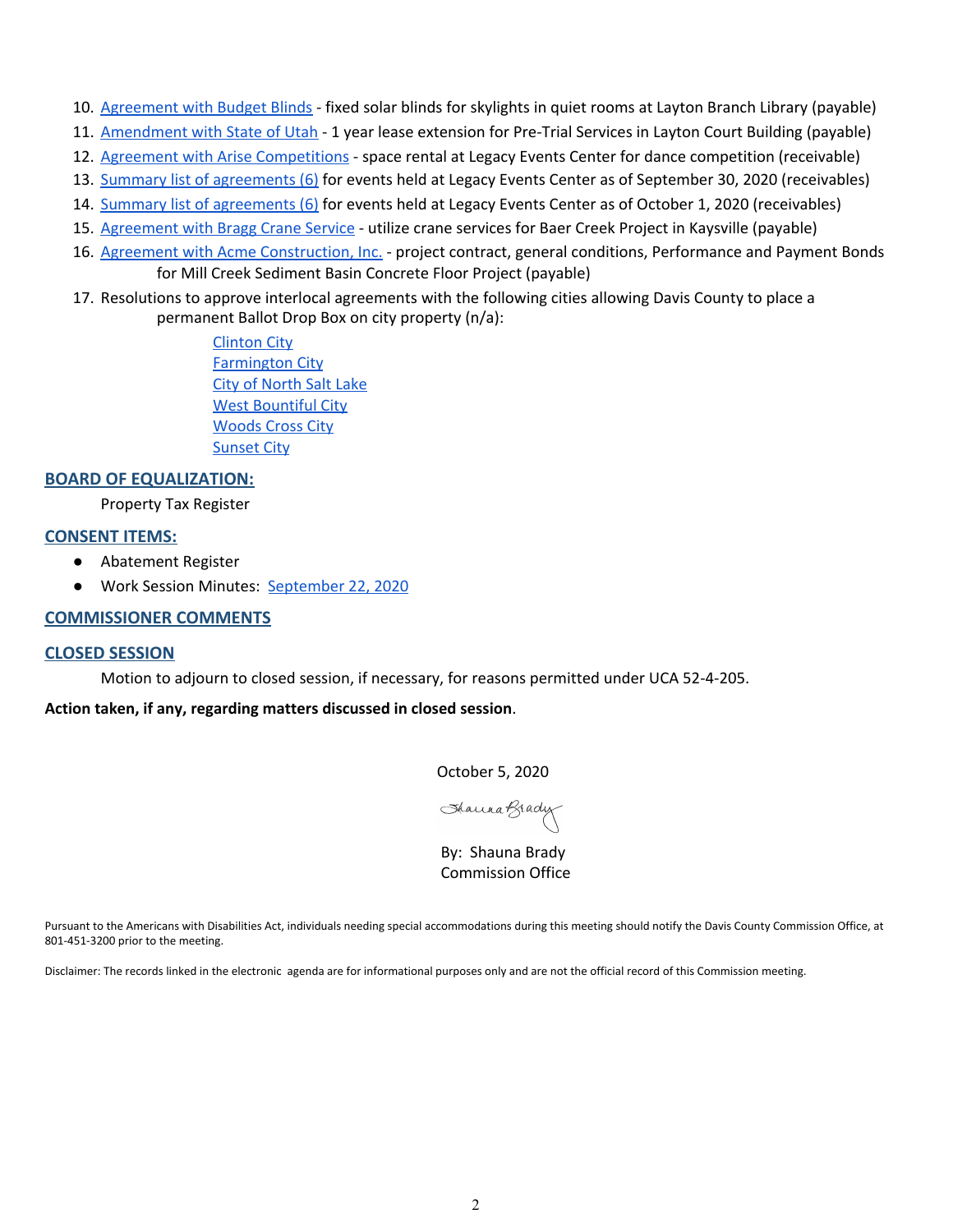10. Agreement with Budget Blinds - fixed solar blinds for skylights in quiet rooms at Layton Branch Library (payable)
11. Amendment with State of Utah - 1 year lease extension for Pre-Trial Services in Layton Court Building (payable)
12. Agreement with Arise Competitions - space rental at Legacy Events Center for dance competition (receivable)
13. Summary list of agreements (6) for events held at Legacy Events Center as of September 30, 2020 (receivables)
14. Summary list of agreements (6) for events held at Legacy Events Center as of October 1, 2020 (receivables)
15. Agreement with Bragg Crane Service - utilize crane services for Baer Creek Project in Kaysville (payable)
16. Agreement with Acme Construction, Inc. - project contract, general conditions, Performance and Payment Bonds for Mill Creek Sediment Basin Concrete Floor Project (payable)
17. Resolutions to approve interlocal agreements with the following cities allowing Davis County to place a permanent Ballot Drop Box on city property (n/a):
    - Clinton City
    - Farmington City
    - City of North Salt Lake
    - West Bountiful City
    - Woods Cross City
    - Sunset City

## BOARD OF EQUALIZATION:

Property Tax Register

## CONSENT ITEMS:

- Abatement Register
- Work Session Minutes: September 22, 2020

## COMMISSIONER COMMENTS

## CLOSED SESSION

Motion to adjourn to closed session, if necessary, for reasons permitted under UCA 52-4-205.

**Action taken, if any, regarding matters discussed in closed session**.

October 5, 2020

Shauna Brady

By: Shauna Brady
Commission Office

Pursuant to the Americans with Disabilities Act, individuals needing special accommodations during this meeting should notify the Davis County Commission Office, at 801-451-3200 prior to the meeting.

Disclaimer: The records linked in the electronic agenda are for informational purposes only and are not the official record of this Commission meeting.